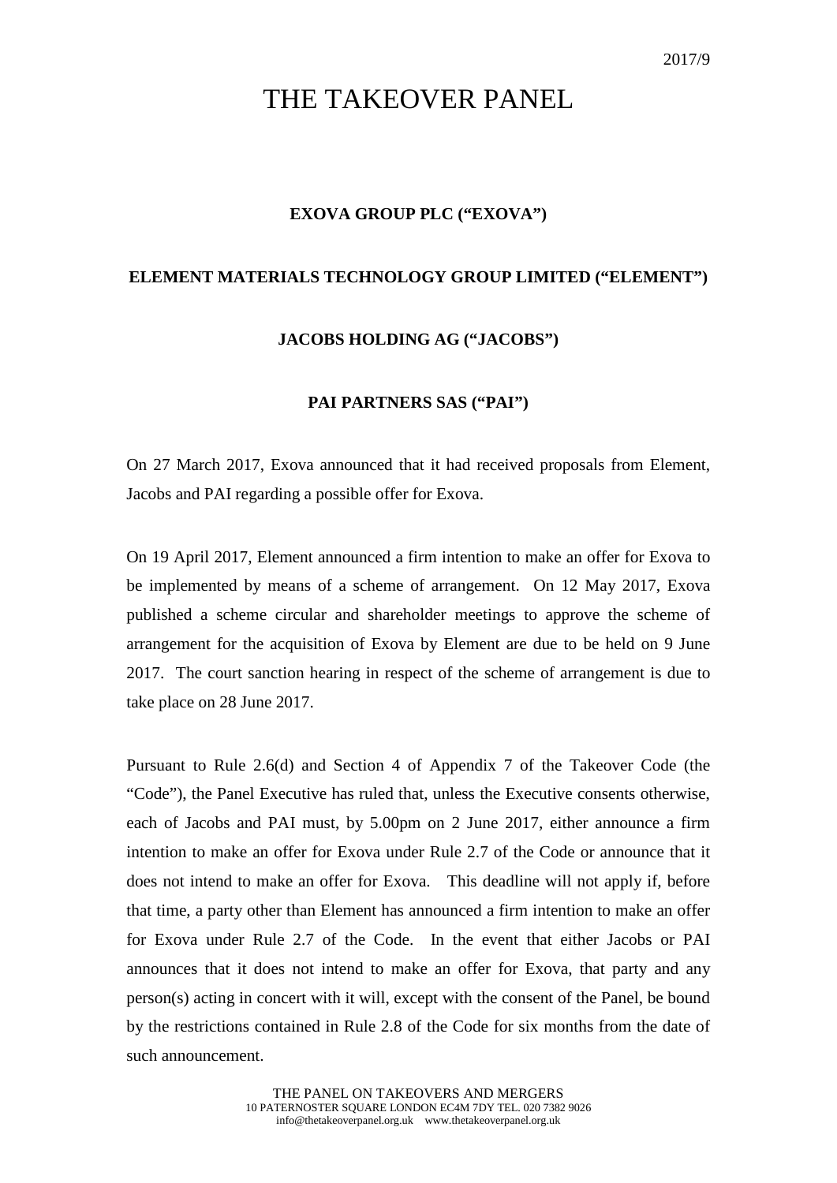2017/9

# THE TAKEOVER PANEL

**EXOVA GROUP PLC (“EXOVA”)**

**ELEMENT MATERIALS TECHNOLOGY GROUP LIMITED (“ELEMENT”)**

**JACOBS HOLDING AG (“JACOBS”)**

**PAI PARTNERS SAS (“PAI”)**

On 27 March 2017, Exova announced that it had received proposals from Element, Jacobs and PAI regarding a possible offer for Exova.

On 19 April 2017, Element announced a firm intention to make an offer for Exova to be implemented by means of a scheme of arrangement. On 12 May 2017, Exova published a scheme circular and shareholder meetings to approve the scheme of arrangement for the acquisition of Exova by Element are due to be held on 9 June 2017. The court sanction hearing in respect of the scheme of arrangement is due to take place on 28 June 2017.

Pursuant to Rule 2.6(d) and Section 4 of Appendix 7 of the Takeover Code (the “Code”), the Panel Executive has ruled that, unless the Executive consents otherwise, each of Jacobs and PAI must, by 5.00pm on 2 June 2017, either announce a firm intention to make an offer for Exova under Rule 2.7 of the Code or announce that it does not intend to make an offer for Exova. This deadline will not apply if, before that time, a party other than Element has announced a firm intention to make an offer for Exova under Rule 2.7 of the Code. In the event that either Jacobs or PAI announces that it does not intend to make an offer for Exova, that party and any person(s) acting in concert with it will, except with the consent of the Panel, be bound by the restrictions contained in Rule 2.8 of the Code for six months from the date of such announcement.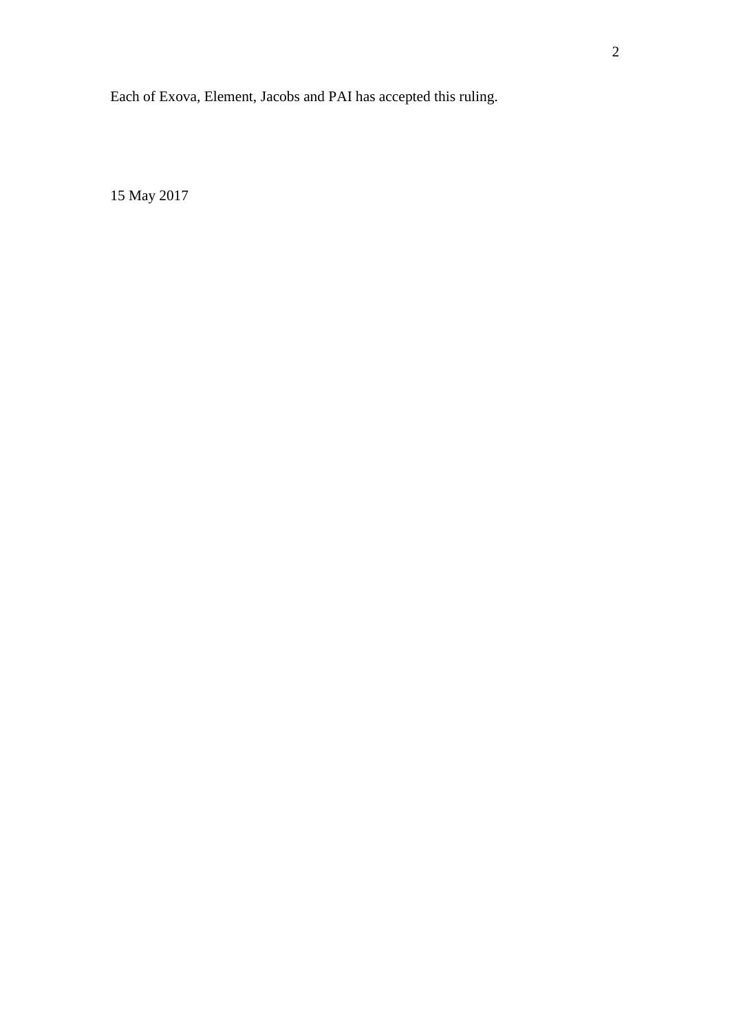Each of Exova, Element, Jacobs and PAI has accepted this ruling.

15 May 2017